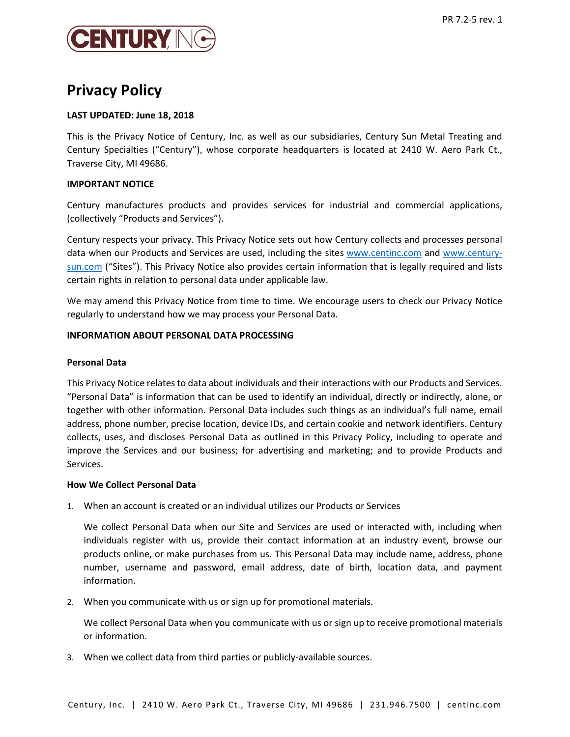# Privacy Policy

**LAST UPDATED: June 18, 2018**

This is the Privacy Notice of Century, Inc. as well as our subsidiaries, Century Sun Metal Treating and Century Specialties ("Century"), whose corporate headquarters is located at 2410 W. Aero Park Ct., Traverse City, MI 49686.

**IMPORTANT NOTICE**

Century manufactures products and provides services for industrial and commercial applications, (collectively "Products and Services").

Century respects your privacy. This Privacy Notice sets out how Century collects and processes personal data when our Products and Services are used, including the sites [www.centinc.com](http://www.centinc.com) and [www.century-sun.com](http://www.century-sun.com) ("Sites"). This Privacy Notice also provides certain information that is legally required and lists certain rights in relation to personal data under applicable law.

We may amend this Privacy Notice from time to time. We encourage users to check our Privacy Notice regularly to understand how we may process your Personal Data.

**INFORMATION ABOUT PERSONAL DATA PROCESSING**

**Personal Data**

This Privacy Notice relates to data about individuals and their interactions with our Products and Services. "Personal Data" is information that can be used to identify an individual, directly or indirectly, alone, or together with other information. Personal Data includes such things as an individual's full name, email address, phone number, precise location, device IDs, and certain cookie and network identifiers. Century collects, uses, and discloses Personal Data as outlined in this Privacy Policy, including to operate and improve the Services and our business; for advertising and marketing; and to provide Products and Services.

**How We Collect Personal Data**

1. When an account is created or an individual utilizes our Products or Services

   We collect Personal Data when our Site and Services are used or interacted with, including when individuals register with us, provide their contact information at an industry event, browse our products online, or make purchases from us. This Personal Data may include name, address, phone number, username and password, email address, date of birth, location data, and payment information.

2. When you communicate with us or sign up for promotional materials.

   We collect Personal Data when you communicate with us or sign up to receive promotional materials or information.

3. When we collect data from third parties or publicly-available sources.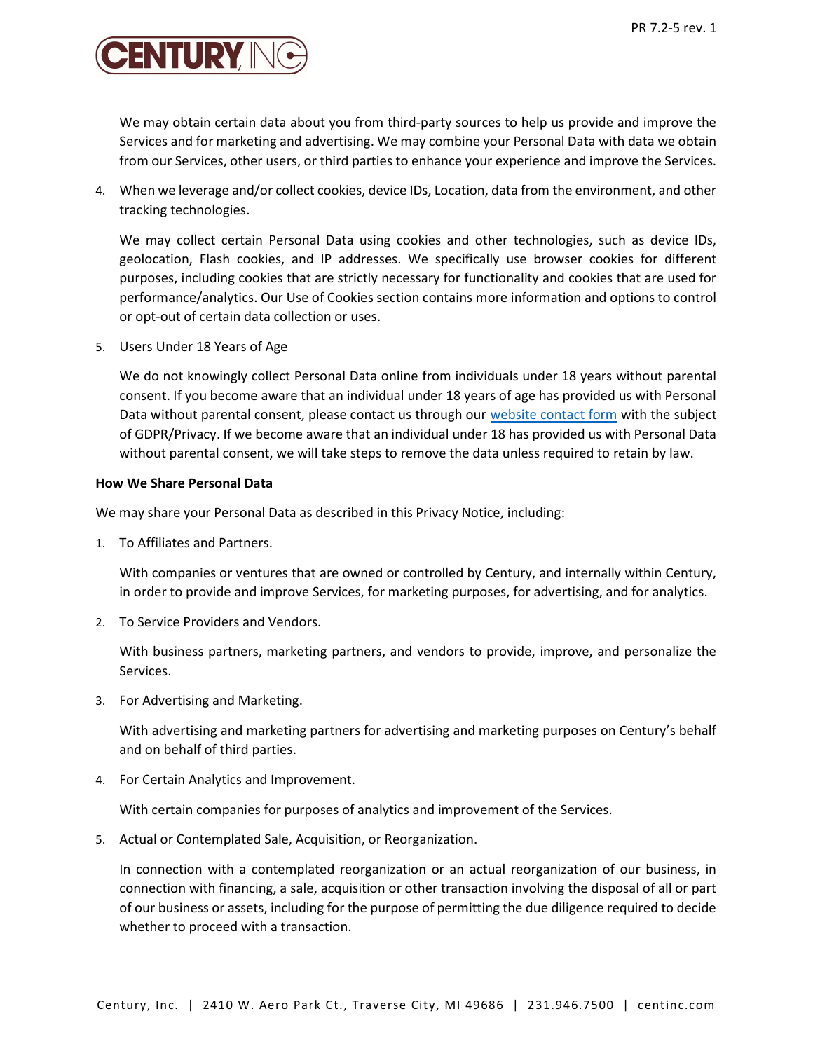We may obtain certain data about you from third-party sources to help us provide and improve the Services and for marketing and advertising. We may combine your Personal Data with data we obtain from our Services, other users, or third parties to enhance your experience and improve the Services.

4. When we leverage and/or collect cookies, device IDs, Location, data from the environment, and other tracking technologies.

   We may collect certain Personal Data using cookies and other technologies, such as device IDs, geolocation, Flash cookies, and IP addresses. We specifically use browser cookies for different purposes, including cookies that are strictly necessary for functionality and cookies that are used for performance/analytics. Our Use of Cookies section contains more information and options to control or opt-out of certain data collection or uses.

5. Users Under 18 Years of Age

   We do not knowingly collect Personal Data online from individuals under 18 years without parental consent. If you become aware that an individual under 18 years of age has provided us with Personal Data without parental consent, please contact us through our website contact form with the subject of GDPR/Privacy. If we become aware that an individual under 18 has provided us with Personal Data without parental consent, we will take steps to remove the data unless required to retain by law.

**How We Share Personal Data**

We may share your Personal Data as described in this Privacy Notice, including:

1. To Affiliates and Partners.

   With companies or ventures that are owned or controlled by Century, and internally within Century, in order to provide and improve Services, for marketing purposes, for advertising, and for analytics.

2. To Service Providers and Vendors.

   With business partners, marketing partners, and vendors to provide, improve, and personalize the Services.

3. For Advertising and Marketing.

   With advertising and marketing partners for advertising and marketing purposes on Century's behalf and on behalf of third parties.

4. For Certain Analytics and Improvement.

   With certain companies for purposes of analytics and improvement of the Services.

5. Actual or Contemplated Sale, Acquisition, or Reorganization.

   In connection with a contemplated reorganization or an actual reorganization of our business, in connection with financing, a sale, acquisition or other transaction involving the disposal of all or part of our business or assets, including for the purpose of permitting the due diligence required to decide whether to proceed with a transaction.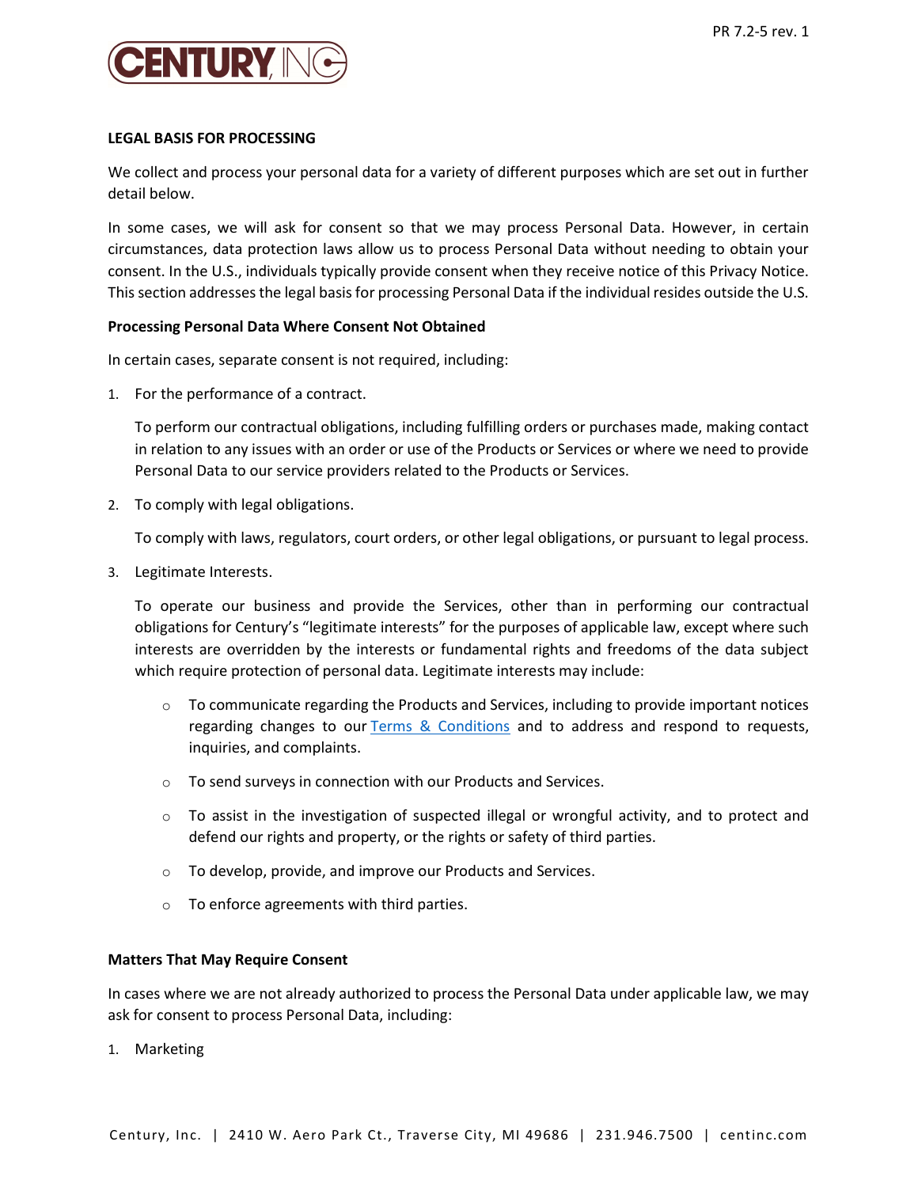**LEGAL BASIS FOR PROCESSING**

We collect and process your personal data for a variety of different purposes which are set out in further detail below.

In some cases, we will ask for consent so that we may process Personal Data. However, in certain circumstances, data protection laws allow us to process Personal Data without needing to obtain your consent. In the U.S., individuals typically provide consent when they receive notice of this Privacy Notice. This section addresses the legal basis for processing Personal Data if the individual resides outside the U.S.

**Processing Personal Data Where Consent Not Obtained**

In certain cases, separate consent is not required, including:

1. For the performance of a contract.

   To perform our contractual obligations, including fulfilling orders or purchases made, making contact in relation to any issues with an order or use of the Products or Services or where we need to provide Personal Data to our service providers related to the Products or Services.

2. To comply with legal obligations.

   To comply with laws, regulators, court orders, or other legal obligations, or pursuant to legal process.

3. Legitimate Interests.

   To operate our business and provide the Services, other than in performing our contractual obligations for Century's "legitimate interests" for the purposes of applicable law, except where such interests are overridden by the interests or fundamental rights and freedoms of the data subject which require protection of personal data. Legitimate interests may include:

   - To communicate regarding the Products and Services, including to provide important notices regarding changes to our Terms & Conditions and to address and respond to requests, inquiries, and complaints.
   - To send surveys in connection with our Products and Services.
   - To assist in the investigation of suspected illegal or wrongful activity, and to protect and defend our rights and property, or the rights or safety of third parties.
   - To develop, provide, and improve our Products and Services.
   - To enforce agreements with third parties.

**Matters That May Require Consent**

In cases where we are not already authorized to process the Personal Data under applicable law, we may ask for consent to process Personal Data, including:

1. Marketing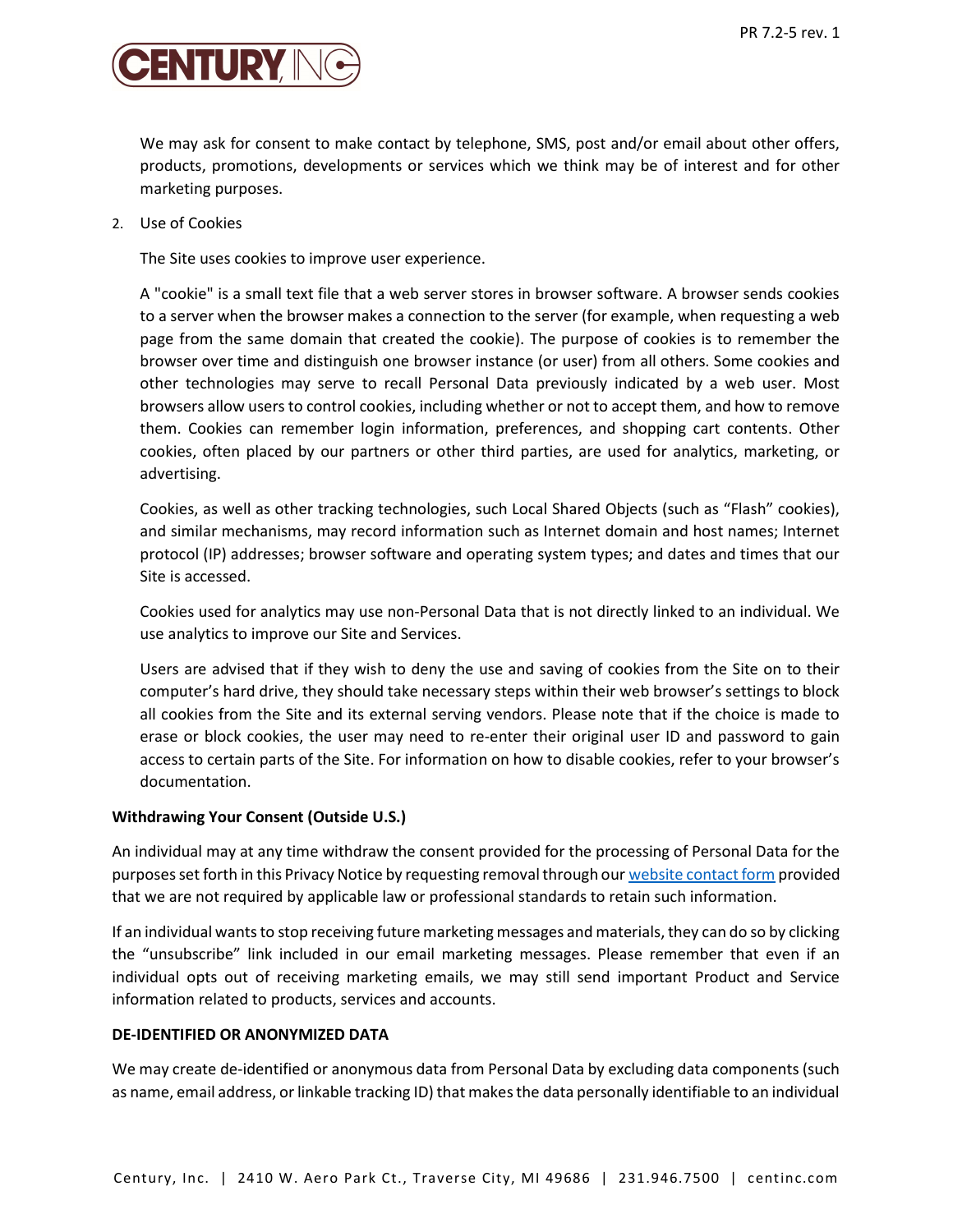We may ask for consent to make contact by telephone, SMS, post and/or email about other offers, products, promotions, developments or services which we think may be of interest and for other marketing purposes.

2. Use of Cookies

   The Site uses cookies to improve user experience.

   A "cookie" is a small text file that a web server stores in browser software. A browser sends cookies to a server when the browser makes a connection to the server (for example, when requesting a web page from the same domain that created the cookie). The purpose of cookies is to remember the browser over time and distinguish one browser instance (or user) from all others. Some cookies and other technologies may serve to recall Personal Data previously indicated by a web user. Most browsers allow users to control cookies, including whether or not to accept them, and how to remove them. Cookies can remember login information, preferences, and shopping cart contents. Other cookies, often placed by our partners or other third parties, are used for analytics, marketing, or advertising.

   Cookies, as well as other tracking technologies, such Local Shared Objects (such as "Flash" cookies), and similar mechanisms, may record information such as Internet domain and host names; Internet protocol (IP) addresses; browser software and operating system types; and dates and times that our Site is accessed.

   Cookies used for analytics may use non-Personal Data that is not directly linked to an individual. We use analytics to improve our Site and Services.

   Users are advised that if they wish to deny the use and saving of cookies from the Site on to their computer's hard drive, they should take necessary steps within their web browser's settings to block all cookies from the Site and its external serving vendors. Please note that if the choice is made to erase or block cookies, the user may need to re-enter their original user ID and password to gain access to certain parts of the Site. For information on how to disable cookies, refer to your browser's documentation.

**Withdrawing Your Consent (Outside U.S.)**

An individual may at any time withdraw the consent provided for the processing of Personal Data for the purposes set forth in this Privacy Notice by requesting removal through our website contact form provided that we are not required by applicable law or professional standards to retain such information.

If an individual wants to stop receiving future marketing messages and materials, they can do so by clicking the "unsubscribe" link included in our email marketing messages. Please remember that even if an individual opts out of receiving marketing emails, we may still send important Product and Service information related to products, services and accounts.

**DE-IDENTIFIED OR ANONYMIZED DATA**

We may create de-identified or anonymous data from Personal Data by excluding data components (such as name, email address, or linkable tracking ID) that makes the data personally identifiable to an individual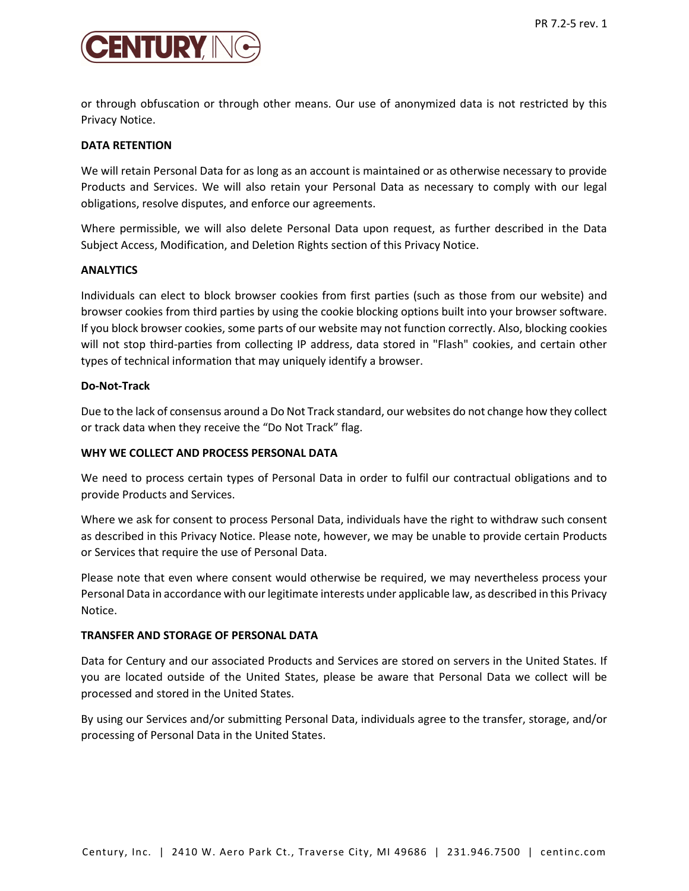or through obfuscation or through other means. Our use of anonymized data is not restricted by this Privacy Notice.

**DATA RETENTION**

We will retain Personal Data for as long as an account is maintained or as otherwise necessary to provide Products and Services. We will also retain your Personal Data as necessary to comply with our legal obligations, resolve disputes, and enforce our agreements.

Where permissible, we will also delete Personal Data upon request, as further described in the Data Subject Access, Modification, and Deletion Rights section of this Privacy Notice.

**ANALYTICS**

Individuals can elect to block browser cookies from first parties (such as those from our website) and browser cookies from third parties by using the cookie blocking options built into your browser software. If you block browser cookies, some parts of our website may not function correctly. Also, blocking cookies will not stop third-parties from collecting IP address, data stored in "Flash" cookies, and certain other types of technical information that may uniquely identify a browser.

**Do-Not-Track**

Due to the lack of consensus around a Do Not Track standard, our websites do not change how they collect or track data when they receive the "Do Not Track" flag.

**WHY WE COLLECT AND PROCESS PERSONAL DATA**

We need to process certain types of Personal Data in order to fulfil our contractual obligations and to provide Products and Services.

Where we ask for consent to process Personal Data, individuals have the right to withdraw such consent as described in this Privacy Notice. Please note, however, we may be unable to provide certain Products or Services that require the use of Personal Data.

Please note that even where consent would otherwise be required, we may nevertheless process your Personal Data in accordance with our legitimate interests under applicable law, as described in this Privacy Notice.

**TRANSFER AND STORAGE OF PERSONAL DATA**

Data for Century and our associated Products and Services are stored on servers in the United States. If you are located outside of the United States, please be aware that Personal Data we collect will be processed and stored in the United States.

By using our Services and/or submitting Personal Data, individuals agree to the transfer, storage, and/or processing of Personal Data in the United States.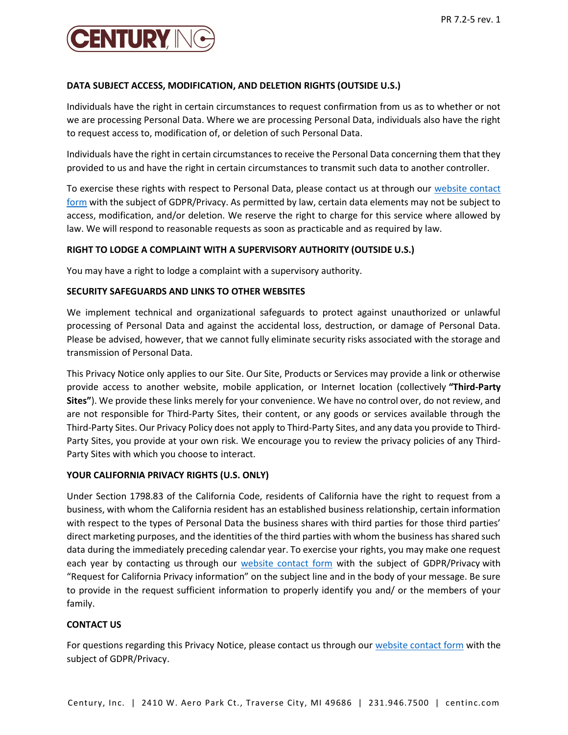**DATA SUBJECT ACCESS, MODIFICATION, AND DELETION RIGHTS (OUTSIDE U.S.)**

Individuals have the right in certain circumstances to request confirmation from us as to whether or not we are processing Personal Data. Where we are processing Personal Data, individuals also have the right to request access to, modification of, or deletion of such Personal Data.

Individuals have the right in certain circumstances to receive the Personal Data concerning them that they provided to us and have the right in certain circumstances to transmit such data to another controller.

To exercise these rights with respect to Personal Data, please contact us at through our website contact form with the subject of GDPR/Privacy. As permitted by law, certain data elements may not be subject to access, modification, and/or deletion. We reserve the right to charge for this service where allowed by law. We will respond to reasonable requests as soon as practicable and as required by law.

**RIGHT TO LODGE A COMPLAINT WITH A SUPERVISORY AUTHORITY (OUTSIDE U.S.)**

You may have a right to lodge a complaint with a supervisory authority.

**SECURITY SAFEGUARDS AND LINKS TO OTHER WEBSITES**

We implement technical and organizational safeguards to protect against unauthorized or unlawful processing of Personal Data and against the accidental loss, destruction, or damage of Personal Data. Please be advised, however, that we cannot fully eliminate security risks associated with the storage and transmission of Personal Data.

This Privacy Notice only applies to our Site. Our Site, Products or Services may provide a link or otherwise provide access to another website, mobile application, or Internet location (collectively **"Third-Party Sites"**). We provide these links merely for your convenience. We have no control over, do not review, and are not responsible for Third-Party Sites, their content, or any goods or services available through the Third-Party Sites. Our Privacy Policy does not apply to Third-Party Sites, and any data you provide to Third-Party Sites, you provide at your own risk. We encourage you to review the privacy policies of any Third-Party Sites with which you choose to interact.

**YOUR CALIFORNIA PRIVACY RIGHTS (U.S. ONLY)**

Under Section 1798.83 of the California Code, residents of California have the right to request from a business, with whom the California resident has an established business relationship, certain information with respect to the types of Personal Data the business shares with third parties for those third parties' direct marketing purposes, and the identities of the third parties with whom the business has shared such data during the immediately preceding calendar year. To exercise your rights, you may make one request each year by contacting us through our website contact form with the subject of GDPR/Privacy with "Request for California Privacy information" on the subject line and in the body of your message. Be sure to provide in the request sufficient information to properly identify you and/ or the members of your family.

**CONTACT US**

For questions regarding this Privacy Notice, please contact us through our website contact form with the subject of GDPR/Privacy.